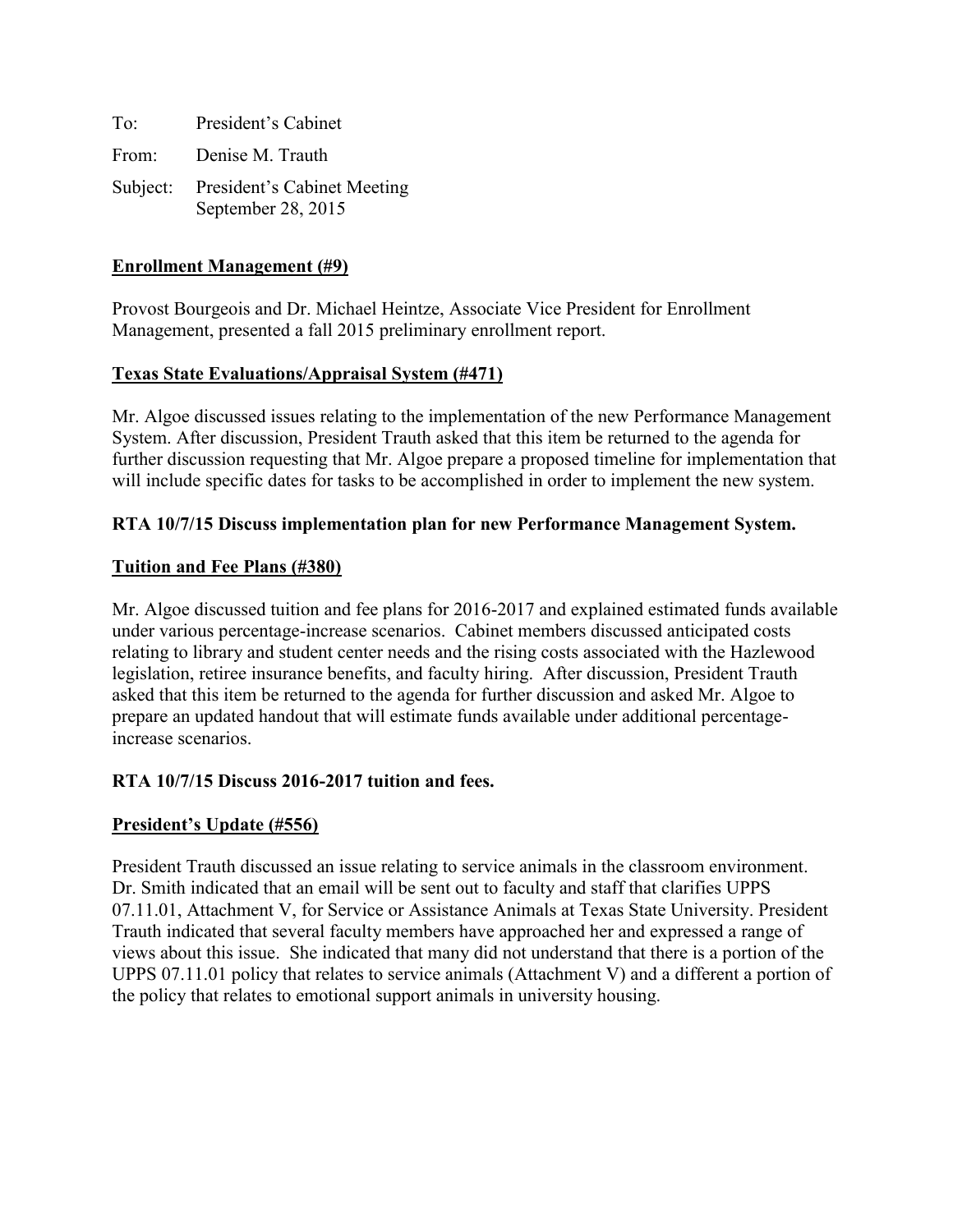To: President's Cabinet

From: Denise M. Trauth

Subject: President's Cabinet Meeting
September 28, 2015

**Enrollment Management (#9)**

Provost Bourgeois and Dr. Michael Heintze, Associate Vice President for Enrollment Management, presented a fall 2015 preliminary enrollment report.

**Texas State Evaluations/Appraisal System (#471)**

Mr. Algoe discussed issues relating to the implementation of the new Performance Management System. After discussion, President Trauth asked that this item be returned to the agenda for further discussion requesting that Mr. Algoe prepare a proposed timeline for implementation that will include specific dates for tasks to be accomplished in order to implement the new system.

**RTA 10/7/15 Discuss implementation plan for new Performance Management System.**

**Tuition and Fee Plans (#380)**

Mr. Algoe discussed tuition and fee plans for 2016-2017 and explained estimated funds available under various percentage-increase scenarios. Cabinet members discussed anticipated costs relating to library and student center needs and the rising costs associated with the Hazlewood legislation, retiree insurance benefits, and faculty hiring. After discussion, President Trauth asked that this item be returned to the agenda for further discussion and asked Mr. Algoe to prepare an updated handout that will estimate funds available under additional percentage-increase scenarios.

**RTA 10/7/15 Discuss 2016-2017 tuition and fees.**

**President's Update (#556)**

President Trauth discussed an issue relating to service animals in the classroom environment. Dr. Smith indicated that an email will be sent out to faculty and staff that clarifies UPPS 07.11.01, Attachment V, for Service or Assistance Animals at Texas State University. President Trauth indicated that several faculty members have approached her and expressed a range of views about this issue. She indicated that many did not understand that there is a portion of the UPPS 07.11.01 policy that relates to service animals (Attachment V) and a different a portion of the policy that relates to emotional support animals in university housing.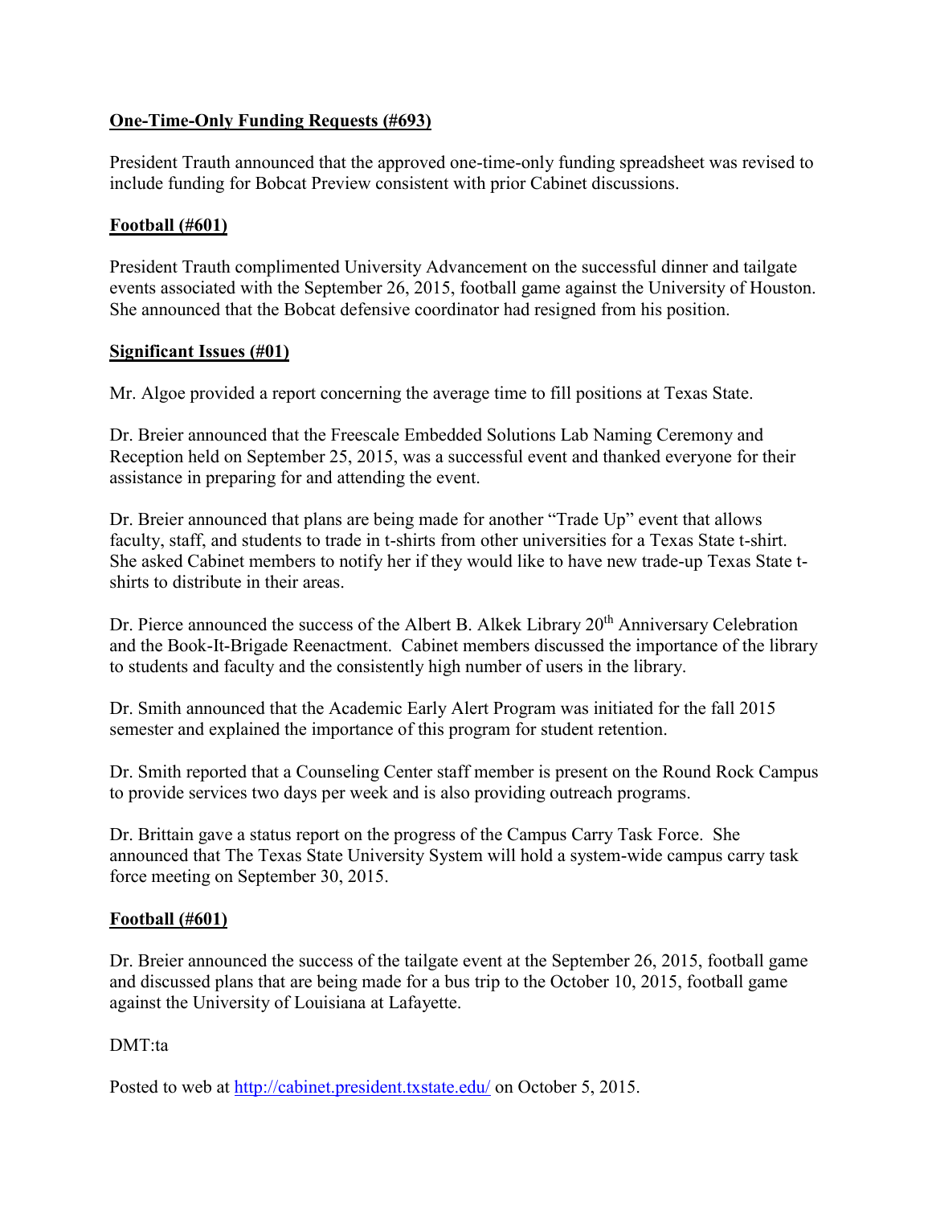**One-Time-Only Funding Requests (#693)**

President Trauth announced that the approved one-time-only funding spreadsheet was revised to include funding for Bobcat Preview consistent with prior Cabinet discussions.

**Football (#601)**

President Trauth complimented University Advancement on the successful dinner and tailgate events associated with the September 26, 2015, football game against the University of Houston. She announced that the Bobcat defensive coordinator had resigned from his position.

**Significant Issues (#01)**

Mr. Algoe provided a report concerning the average time to fill positions at Texas State.

Dr. Breier announced that the Freescale Embedded Solutions Lab Naming Ceremony and Reception held on September 25, 2015, was a successful event and thanked everyone for their assistance in preparing for and attending the event.

Dr. Breier announced that plans are being made for another "Trade Up" event that allows faculty, staff, and students to trade in t-shirts from other universities for a Texas State t-shirt. She asked Cabinet members to notify her if they would like to have new trade-up Texas State t-shirts to distribute in their areas.

Dr. Pierce announced the success of the Albert B. Alkek Library 20th Anniversary Celebration and the Book-It-Brigade Reenactment. Cabinet members discussed the importance of the library to students and faculty and the consistently high number of users in the library.

Dr. Smith announced that the Academic Early Alert Program was initiated for the fall 2015 semester and explained the importance of this program for student retention.

Dr. Smith reported that a Counseling Center staff member is present on the Round Rock Campus to provide services two days per week and is also providing outreach programs.

Dr. Brittain gave a status report on the progress of the Campus Carry Task Force. She announced that The Texas State University System will hold a system-wide campus carry task force meeting on September 30, 2015.

**Football (#601)**

Dr. Breier announced the success of the tailgate event at the September 26, 2015, football game and discussed plans that are being made for a bus trip to the October 10, 2015, football game against the University of Louisiana at Lafayette.

DMT:ta

Posted to web at http://cabinet.president.txstate.edu/ on October 5, 2015.